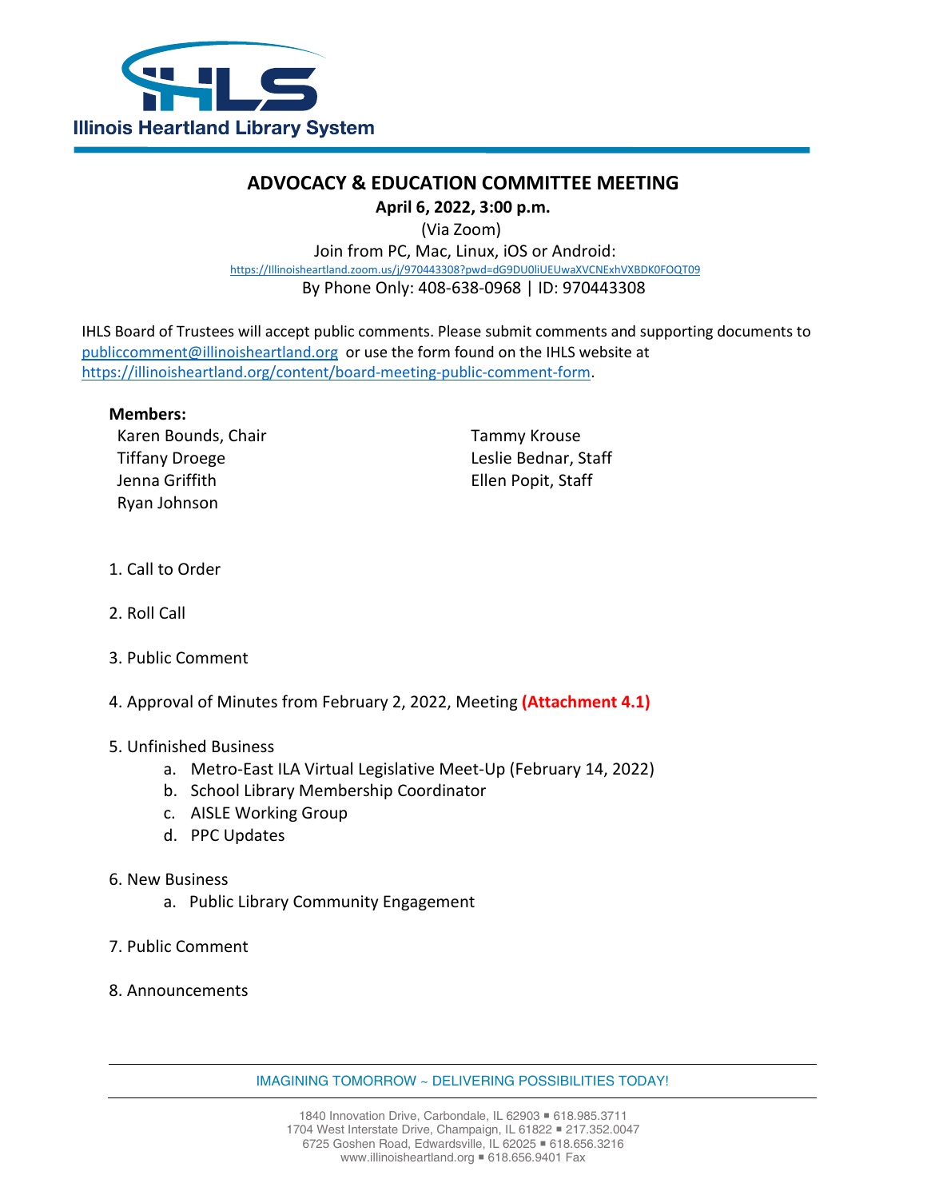Illinois Heartland Library System

# ADVOCACY & EDUCATION COMMITTEE MEETING

**April 6, 2022, 3:00 p.m.**

(Via Zoom)

Join from PC, Mac, Linux, iOS or Android:

https://Illinoisheartland.zoom.us/j/970443308?pwd=dG9DU0liUEUwaXVCNExhVXBDK0FOQT09

By Phone Only: 408-638-0968 | ID: 970443308

IHLS Board of Trustees will accept public comments. Please submit comments and supporting documents to publiccomment@illinoisheartland.org or use the form found on the IHLS website at https://illinoisheartland.org/content/board-meeting-public-comment-form.

**Members:**

Karen Bounds, Chair
Tiffany Droege
Jenna Griffith
Ryan Johnson
Tammy Krouse
Leslie Bednar, Staff
Ellen Popit, Staff

1. Call to Order

2. Roll Call

3. Public Comment

4. Approval of Minutes from February 2, 2022, Meeting **(Attachment 4.1)**

5. Unfinished Business
   a. Metro-East ILA Virtual Legislative Meet-Up (February 14, 2022)
   b. School Library Membership Coordinator
   c. AISLE Working Group
   d. PPC Updates

6. New Business
   a. Public Library Community Engagement

7. Public Comment

8. Announcements

IMAGINING TOMORROW ~ DELIVERING POSSIBILITIES TODAY!

1840 Innovation Drive, Carbondale, IL 62903 ▪ 618.985.3711
1704 West Interstate Drive, Champaign, IL 61822 ▪ 217.352.0047
6725 Goshen Road, Edwardsville, IL 62025 ▪ 618.656.3216
www.illinoisheartland.org ▪ 618.656.9401 Fax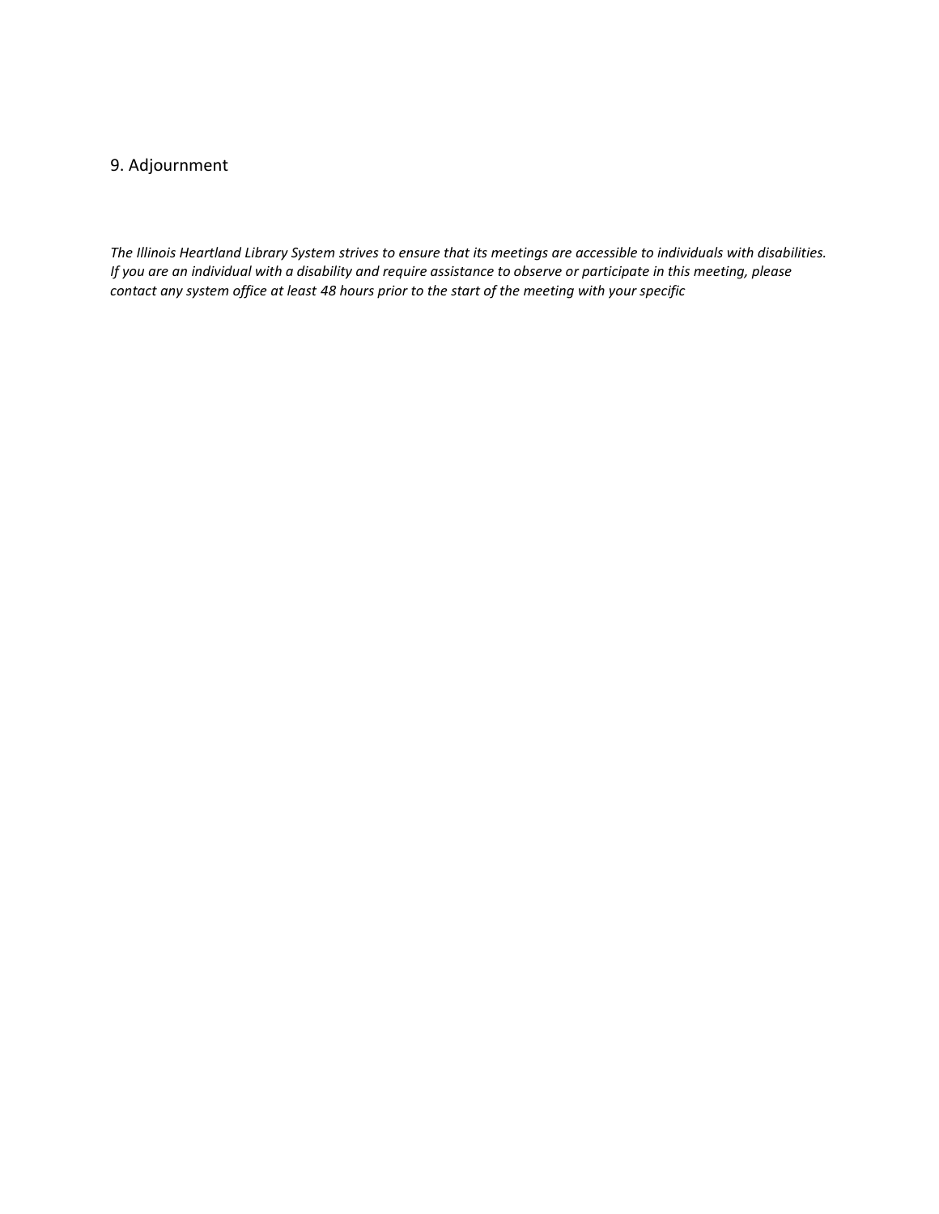9. Adjournment

*The Illinois Heartland Library System strives to ensure that its meetings are accessible to individuals with disabilities. If you are an individual with a disability and require assistance to observe or participate in this meeting, please contact any system office at least 48 hours prior to the start of the meeting with your specific*